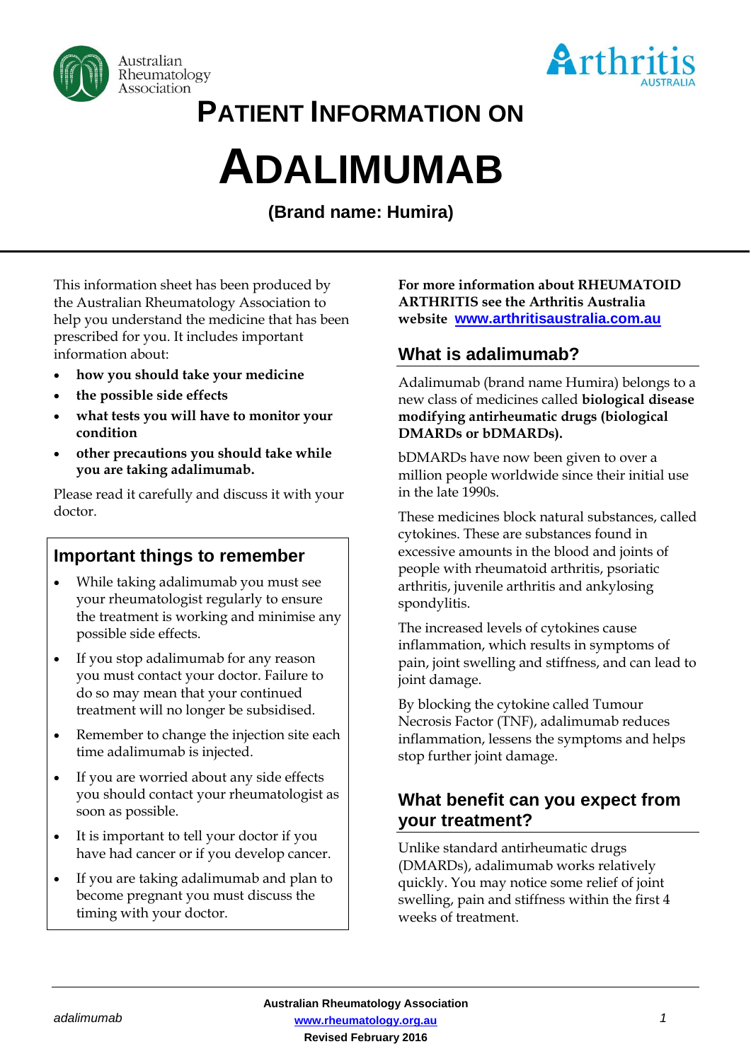# PATIENT INFORMATION ON

# ADALIMUMAB

**(Brand name: Humira)**

This information sheet has been produced by the Australian Rheumatology Association to help you understand the medicine that has been prescribed for you. It includes important information about:

- **how you should take your medicine**
- **the possible side effects**
- **what tests you will have to monitor your condition**
- **other precautions you should take while you are taking adalimumab.**

Please read it carefully and discuss it with your doctor.

## Important things to remember

- While taking adalimumab you must see your rheumatologist regularly to ensure the treatment is working and minimise any possible side effects.
- If you stop adalimumab for any reason you must contact your doctor. Failure to do so may mean that your continued treatment will no longer be subsidised.
- Remember to change the injection site each time adalimumab is injected.
- If you are worried about any side effects you should contact your rheumatologist as soon as possible.
- It is important to tell your doctor if you have had cancer or if you develop cancer.
- If you are taking adalimumab and plan to become pregnant you must discuss the timing with your doctor.

**For more information about RHEUMATOID ARTHRITIS see the Arthritis Australia website [www.arthritisaustralia.com.au](http://www.arthritisaustralia.com.au)**

## What is adalimumab?

Adalimumab (brand name Humira) belongs to a new class of medicines called **biological disease modifying antirheumatic drugs (biological DMARDs or bDMARDs).**

bDMARDs have now been given to over a million people worldwide since their initial use in the late 1990s.

These medicines block natural substances, called cytokines. These are substances found in excessive amounts in the blood and joints of people with rheumatoid arthritis, psoriatic arthritis, juvenile arthritis and ankylosing spondylitis.

The increased levels of cytokines cause inflammation, which results in symptoms of pain, joint swelling and stiffness, and can lead to joint damage.

By blocking the cytokine called Tumour Necrosis Factor (TNF), adalimumab reduces inflammation, lessens the symptoms and helps stop further joint damage.

## What benefit can you expect from your treatment?

Unlike standard antirheumatic drugs (DMARDs), adalimumab works relatively quickly. You may notice some relief of joint swelling, pain and stiffness within the first 4 weeks of treatment.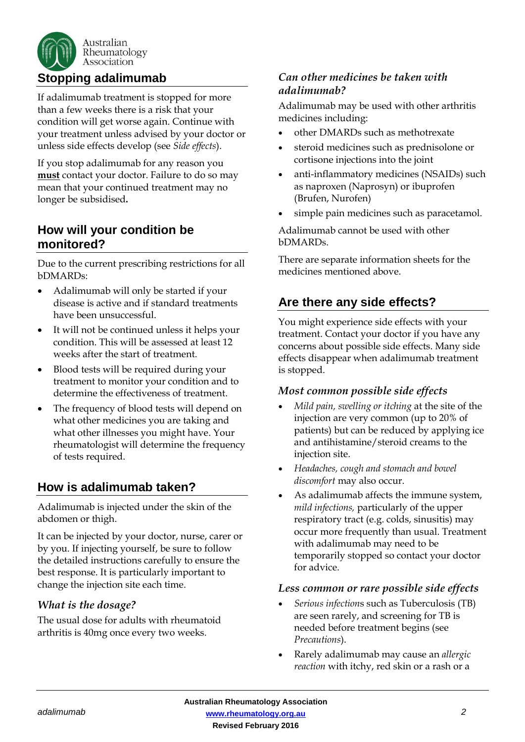## Stopping adalimumab

If adalimumab treatment is stopped for more than a few weeks there is a risk that your condition will get worse again. Continue with your treatment unless advised by your doctor or unless side effects develop (see *Side effects*).

If you stop adalimumab for any reason you **must** contact your doctor. Failure to do so may mean that your continued treatment may no longer be subsidised**.**

## How will your condition be monitored?

Due to the current prescribing restrictions for all bDMARDs:

- Adalimumab will only be started if your disease is active and if standard treatments have been unsuccessful.
- It will not be continued unless it helps your condition. This will be assessed at least 12 weeks after the start of treatment.
- Blood tests will be required during your treatment to monitor your condition and to determine the effectiveness of treatment.
- The frequency of blood tests will depend on what other medicines you are taking and what other illnesses you might have. Your rheumatologist will determine the frequency of tests required.

## How is adalimumab taken?

Adalimumab is injected under the skin of the abdomen or thigh.

It can be injected by your doctor, nurse, carer or by you. If injecting yourself, be sure to follow the detailed instructions carefully to ensure the best response. It is particularly important to change the injection site each time.

### *What is the dosage?*

The usual dose for adults with rheumatoid arthritis is 40mg once every two weeks.

### *Can other medicines be taken with adalimumab?*

Adalimumab may be used with other arthritis medicines including:

- other DMARDs such as methotrexate
- steroid medicines such as prednisolone or cortisone injections into the joint
- anti-inflammatory medicines (NSAIDs) such as naproxen (Naprosyn) or ibuprofen (Brufen, Nurofen)
- simple pain medicines such as paracetamol.

Adalimumab cannot be used with other bDMARDs.

There are separate information sheets for the medicines mentioned above.

## Are there any side effects?

You might experience side effects with your treatment. Contact your doctor if you have any concerns about possible side effects. Many side effects disappear when adalimumab treatment is stopped.

### *Most common possible side effects*

- *Mild pain, swelling or itching* at the site of the injection are very common (up to 20% of patients) but can be reduced by applying ice and antihistamine/steroid creams to the injection site.
- *Headaches, cough and stomach and bowel discomfort* may also occur.
- As adalimumab affects the immune system, *mild infections,* particularly of the upper respiratory tract (e.g. colds, sinusitis) may occur more frequently than usual. Treatment with adalimumab may need to be temporarily stopped so contact your doctor for advice.

### *Less common or rare possible side effects*

- *Serious infections* such as Tuberculosis (TB) are seen rarely, and screening for TB is needed before treatment begins (see *Precautions*).
- Rarely adalimumab may cause an *allergic reaction* with itchy, red skin or a rash or a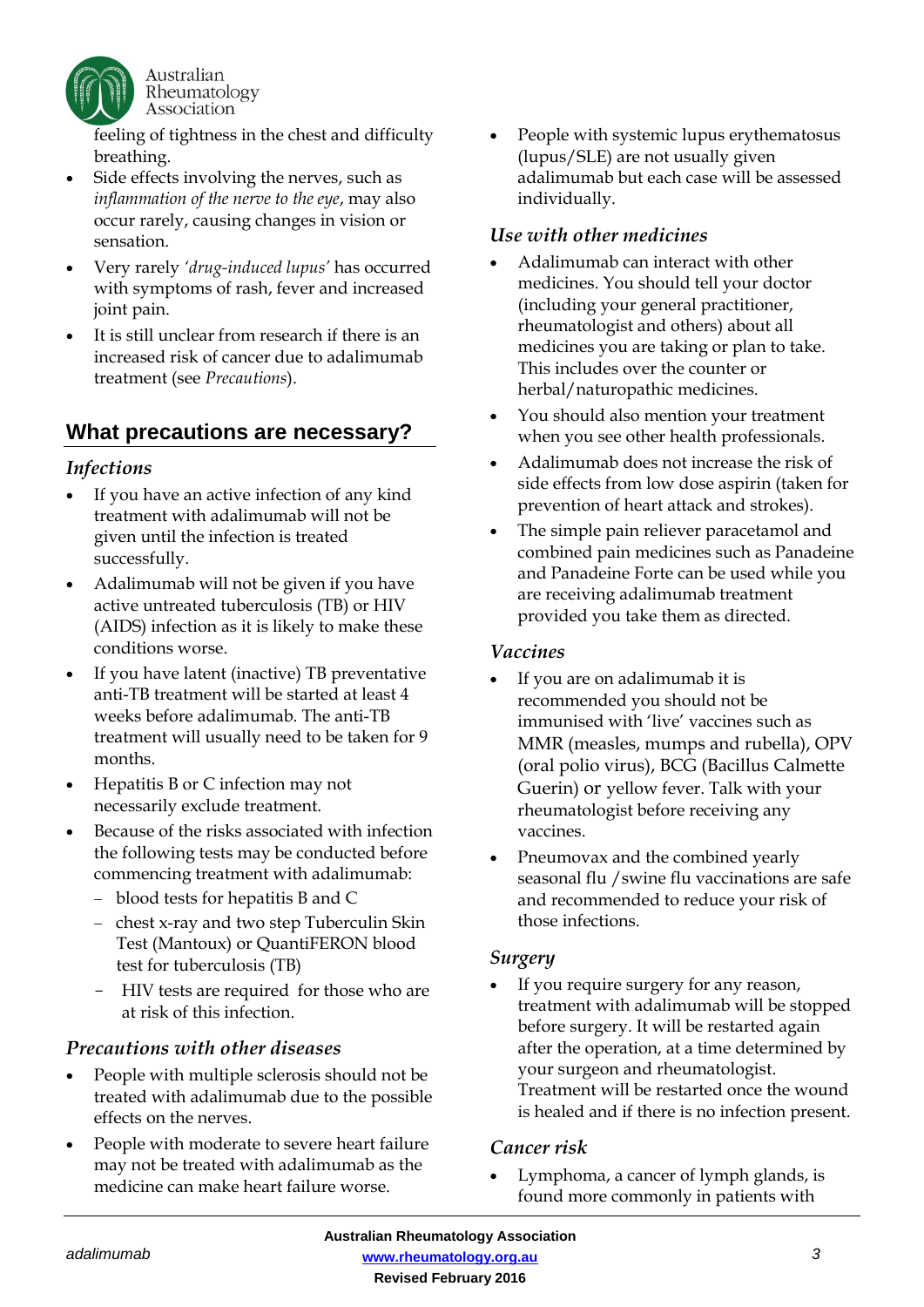feeling of tightness in the chest and difficulty breathing.

- Side effects involving the nerves, such as *inflammation of the nerve to the eye*, may also occur rarely, causing changes in vision or sensation.
- Very rarely *'drug-induced lupus'* has occurred with symptoms of rash, fever and increased joint pain.
- It is still unclear from research if there is an increased risk of cancer due to adalimumab treatment (see *Precautions*).

## What precautions are necessary?

### *Infections*

- If you have an active infection of any kind treatment with adalimumab will not be given until the infection is treated successfully.
- Adalimumab will not be given if you have active untreated tuberculosis (TB) or HIV (AIDS) infection as it is likely to make these conditions worse.
- If you have latent (inactive) TB preventative anti-TB treatment will be started at least 4 weeks before adalimumab. The anti-TB treatment will usually need to be taken for 9 months.
- Hepatitis B or C infection may not necessarily exclude treatment.
- Because of the risks associated with infection the following tests may be conducted before commencing treatment with adalimumab:
  - blood tests for hepatitis B and C
  - chest x-ray and two step Tuberculin Skin Test (Mantoux) or QuantiFERON blood test for tuberculosis (TB)
  - HIV tests are required for those who are at risk of this infection.

### *Precautions with other diseases*

- People with multiple sclerosis should not be treated with adalimumab due to the possible effects on the nerves.
- People with moderate to severe heart failure may not be treated with adalimumab as the medicine can make heart failure worse.
- People with systemic lupus erythematosus (lupus/SLE) are not usually given adalimumab but each case will be assessed individually.

### *Use with other medicines*

- Adalimumab can interact with other medicines. You should tell your doctor (including your general practitioner, rheumatologist and others) about all medicines you are taking or plan to take. This includes over the counter or herbal/naturopathic medicines.
- You should also mention your treatment when you see other health professionals.
- Adalimumab does not increase the risk of side effects from low dose aspirin (taken for prevention of heart attack and strokes).
- The simple pain reliever paracetamol and combined pain medicines such as Panadeine and Panadeine Forte can be used while you are receiving adalimumab treatment provided you take them as directed.

### *Vaccines*

- If you are on adalimumab it is recommended you should not be immunised with 'live' vaccines such as MMR (measles, mumps and rubella), OPV (oral polio virus), BCG (Bacillus Calmette Guerin) or yellow fever. Talk with your rheumatologist before receiving any vaccines.
- Pneumovax and the combined yearly seasonal flu /swine flu vaccinations are safe and recommended to reduce your risk of those infections.

### *Surgery*

- If you require surgery for any reason, treatment with adalimumab will be stopped before surgery. It will be restarted again after the operation, at a time determined by your surgeon and rheumatologist. Treatment will be restarted once the wound is healed and if there is no infection present.

### *Cancer risk*

- Lymphoma, a cancer of lymph glands, is found more commonly in patients with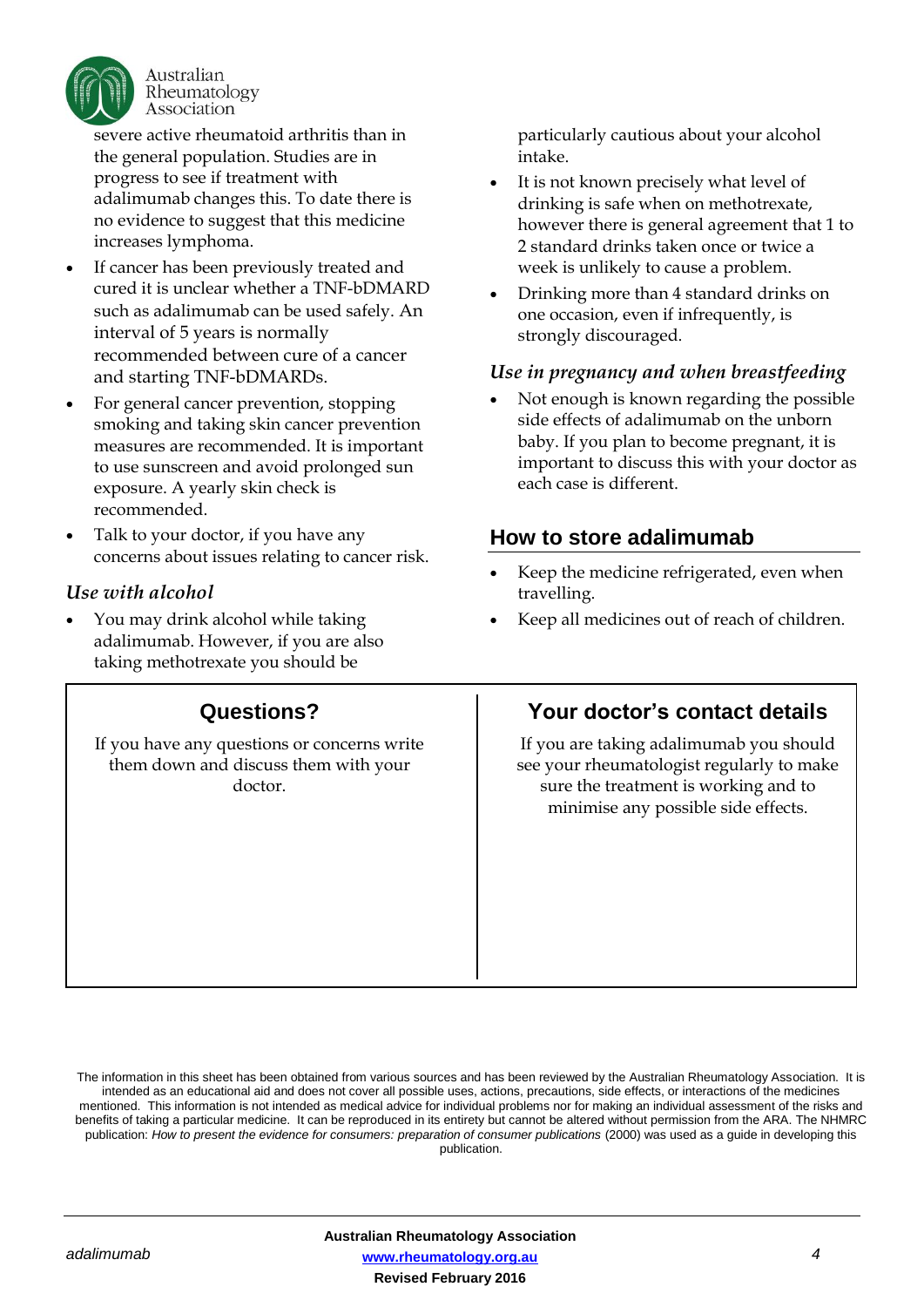severe active rheumatoid arthritis than in the general population. Studies are in progress to see if treatment with adalimumab changes this. To date there is no evidence to suggest that this medicine increases lymphoma.

- If cancer has been previously treated and cured it is unclear whether a TNF-bDMARD such as adalimumab can be used safely. An interval of 5 years is normally recommended between cure of a cancer and starting TNF-bDMARDs.
- For general cancer prevention, stopping smoking and taking skin cancer prevention measures are recommended. It is important to use sunscreen and avoid prolonged sun exposure. A yearly skin check is recommended.
- Talk to your doctor, if you have any concerns about issues relating to cancer risk.

### *Use with alcohol*

- You may drink alcohol while taking adalimumab. However, if you are also taking methotrexate you should be particularly cautious about your alcohol intake.
- It is not known precisely what level of drinking is safe when on methotrexate, however there is general agreement that 1 to 2 standard drinks taken once or twice a week is unlikely to cause a problem.
- Drinking more than 4 standard drinks on one occasion, even if infrequently, is strongly discouraged.

### *Use in pregnancy and when breastfeeding*

- Not enough is known regarding the possible side effects of adalimumab on the unborn baby. If you plan to become pregnant, it is important to discuss this with your doctor as each case is different.

## How to store adalimumab

- Keep the medicine refrigerated, even when travelling.
- Keep all medicines out of reach of children.

## Questions?

If you have any questions or concerns write them down and discuss them with your doctor.

## Your doctor's contact details

If you are taking adalimumab you should see your rheumatologist regularly to make sure the treatment is working and to minimise any possible side effects.

The information in this sheet has been obtained from various sources and has been reviewed by the Australian Rheumatology Association. It is intended as an educational aid and does not cover all possible uses, actions, precautions, side effects, or interactions of the medicines mentioned. This information is not intended as medical advice for individual problems nor for making an individual assessment of the risks and benefits of taking a particular medicine. It can be reproduced in its entirety but cannot be altered without permission from the ARA. The NHMRC publication: *How to present the evidence for consumers: preparation of consumer publications* (2000) was used as a guide in developing this publication.